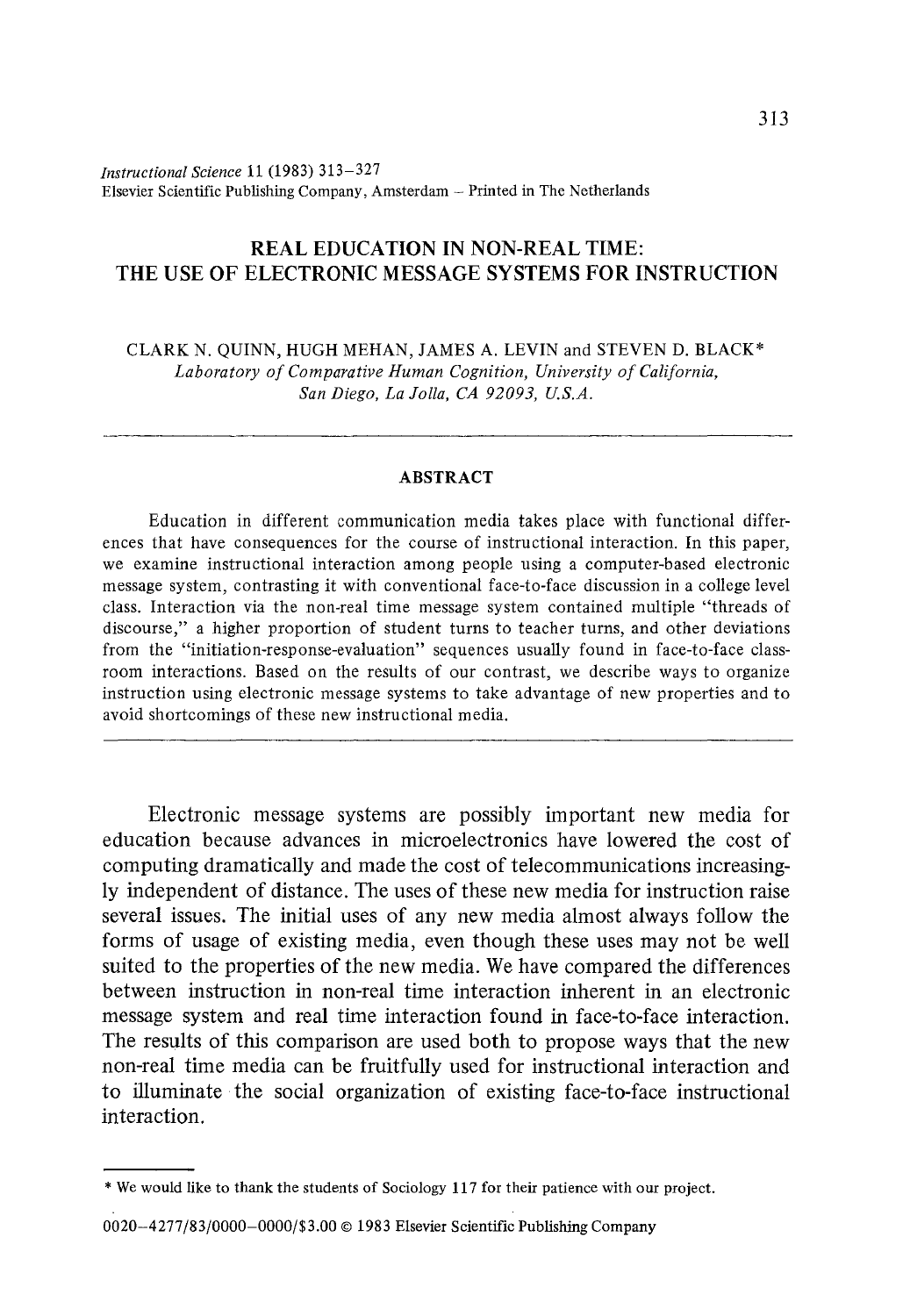# REAL EDUCATION IN NON-REAL TIME: THE USE OF ELECTRONIC MESSAGE SYSTEMS FOR INSTRUCTION

CLARK N. QUINN, HUGH MEHAN, JAMES A. LEVIN and STEVEN D. BLACK*

*Laboratory of Comparative Human Cognition, University of California, San Diego, La Jolla, CA 92093, U.S.A.*

## ABSTRACT

Education in different communication media takes place with functional differences that have consequences for the course of instructional interaction. In this paper, we examine instructional interaction among people using a computer-based electronic message system, contrasting it with conventional face-to-face discussion in a college level class. Interaction via the non-real time message system contained multiple "threads of discourse," a higher proportion of student turns to teacher turns, and other deviations from the "initiation-response-evaluation" sequences usually found in face-to-face classroom interactions. Based on the results of our contrast, we describe ways to organize instruction using electronic message systems to take advantage of new properties and to avoid shortcomings of these new instructional media.

---

Electronic message systems are possibly important new media for education because advances in microelectronics have lowered the cost of computing dramatically and made the cost of telecommunications increasingly independent of distance. The uses of these new media for instruction raise several issues. The initial uses of any new media almost always follow the forms of usage of existing media, even though these uses may not be well suited to the properties of the new media. We have compared the differences between instruction in non-real time interaction inherent in an electronic message system and real time interaction found in face-to-face interaction. The results of this comparison are used both to propose ways that the new non-real time media can be fruitfully used for instructional interaction and to illuminate the social organization of existing face-to-face instructional interaction.

---

* We would like to thank the students of Sociology 117 for their patience with our project.

0020–4277/83/0000–0000/$3.00 © 1983 Elsevier Scientific Publishing Company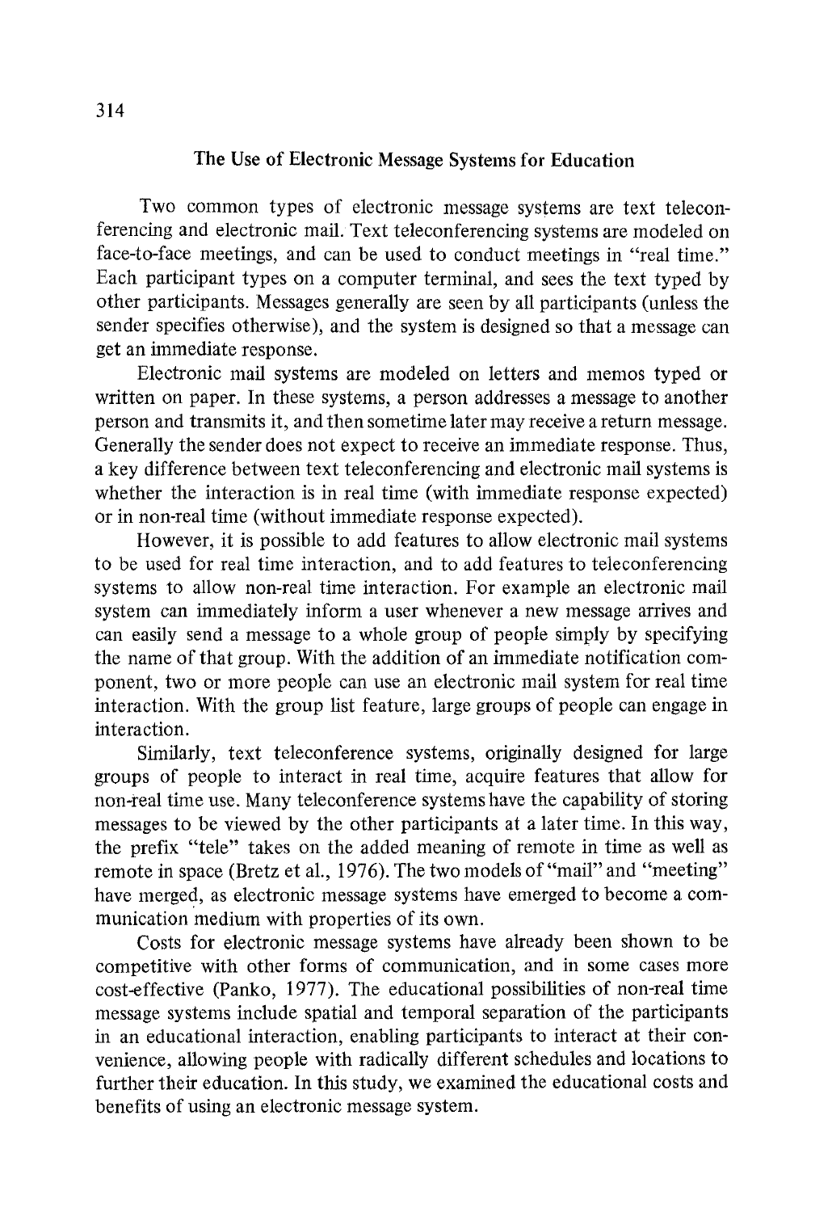## The Use of Electronic Message Systems for Education

Two common types of electronic message systems are text teleconferencing and electronic mail. Text teleconferencing systems are modeled on face-to-face meetings, and can be used to conduct meetings in "real time." Each participant types on a computer terminal, and sees the text typed by other participants. Messages generally are seen by all participants (unless the sender specifies otherwise), and the system is designed so that a message can get an immediate response.

Electronic mail systems are modeled on letters and memos typed or written on paper. In these systems, a person addresses a message to another person and transmits it, and then sometime later may receive a return message. Generally the sender does not expect to receive an immediate response. Thus, a key difference between text teleconferencing and electronic mail systems is whether the interaction is in real time (with immediate response expected) or in non-real time (without immediate response expected).

However, it is possible to add features to allow electronic mail systems to be used for real time interaction, and to add features to teleconferencing systems to allow non-real time interaction. For example an electronic mail system can immediately inform a user whenever a new message arrives and can easily send a message to a whole group of people simply by specifying the name of that group. With the addition of an immediate notification component, two or more people can use an electronic mail system for real time interaction. With the group list feature, large groups of people can engage in interaction.

Similarly, text teleconference systems, originally designed for large groups of people to interact in real time, acquire features that allow for non-real time use. Many teleconference systems have the capability of storing messages to be viewed by the other participants at a later time. In this way, the prefix "tele" takes on the added meaning of remote in time as well as remote in space (Bretz et al., 1976). The two models of "mail" and "meeting" have merged, as electronic message systems have emerged to become a communication medium with properties of its own.

Costs for electronic message systems have already been shown to be competitive with other forms of communication, and in some cases more cost-effective (Panko, 1977). The educational possibilities of non-real time message systems include spatial and temporal separation of the participants in an educational interaction, enabling participants to interact at their convenience, allowing people with radically different schedules and locations to further their education. In this study, we examined the educational costs and benefits of using an electronic message system.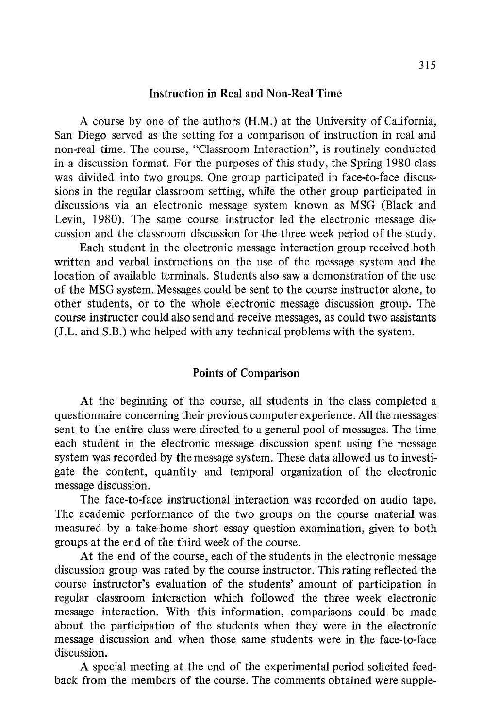## Instruction in Real and Non-Real Time

A course by one of the authors (H.M.) at the University of California, San Diego served as the setting for a comparison of instruction in real and non-real time. The course, "Classroom Interaction", is routinely conducted in a discussion format. For the purposes of this study, the Spring 1980 class was divided into two groups. One group participated in face-to-face discussions in the regular classroom setting, while the other group participated in discussions via an electronic message system known as MSG (Black and Levin, 1980). The same course instructor led the electronic message discussion and the classroom discussion for the three week period of the study.

Each student in the electronic message interaction group received both written and verbal instructions on the use of the message system and the location of available terminals. Students also saw a demonstration of the use of the MSG system. Messages could be sent to the course instructor alone, to other students, or to the whole electronic message discussion group. The course instructor could also send and receive messages, as could two assistants (J.L. and S.B.) who helped with any technical problems with the system.

## Points of Comparison

At the beginning of the course, all students in the class completed a questionnaire concerning their previous computer experience. All the messages sent to the entire class were directed to a general pool of messages. The time each student in the electronic message discussion spent using the message system was recorded by the message system. These data allowed us to investigate the content, quantity and temporal organization of the electronic message discussion.

The face-to-face instructional interaction was recorded on audio tape. The academic performance of the two groups on the course material was measured by a take-home short essay question examination, given to both groups at the end of the third week of the course.

At the end of the course, each of the students in the electronic message discussion group was rated by the course instructor. This rating reflected the course instructor's evaluation of the students' amount of participation in regular classroom interaction which followed the three week electronic message interaction. With this information, comparisons could be made about the participation of the students when they were in the electronic message discussion and when those same students were in the face-to-face discussion.

A special meeting at the end of the experimental period solicited feedback from the members of the course. The comments obtained were supple-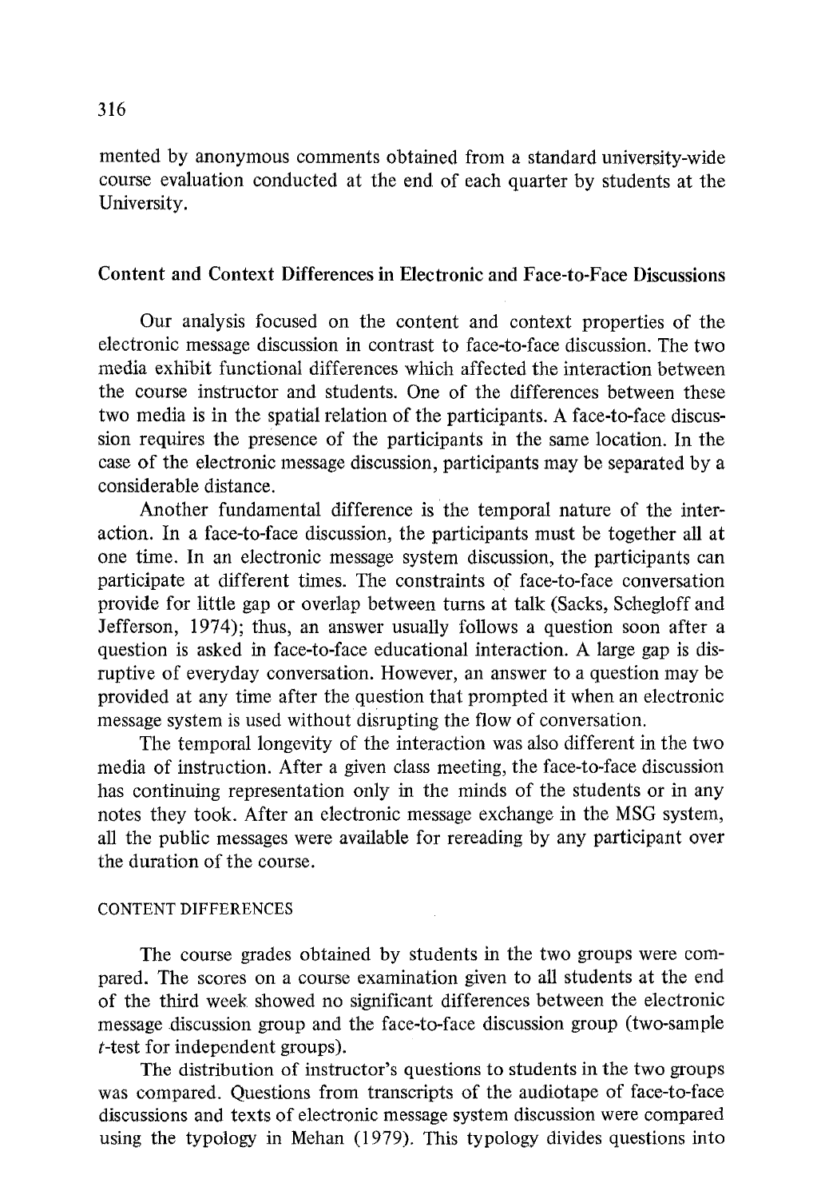mented by anonymous comments obtained from a standard university-wide course evaluation conducted at the end of each quarter by students at the University.

## Content and Context Differences in Electronic and Face-to-Face Discussions

Our analysis focused on the content and context properties of the electronic message discussion in contrast to face-to-face discussion. The two media exhibit functional differences which affected the interaction between the course instructor and students. One of the differences between these two media is in the spatial relation of the participants. A face-to-face discussion requires the presence of the participants in the same location. In the case of the electronic message discussion, participants may be separated by a considerable distance.

Another fundamental difference is the temporal nature of the interaction. In a face-to-face discussion, the participants must be together all at one time. In an electronic message system discussion, the participants can participate at different times. The constraints of face-to-face conversation provide for little gap or overlap between turns at talk (Sacks, Schegloff and Jefferson, 1974); thus, an answer usually follows a question soon after a question is asked in face-to-face educational interaction. A large gap is disruptive of everyday conversation. However, an answer to a question may be provided at any time after the question that prompted it when an electronic message system is used without disrupting the flow of conversation.

The temporal longevity of the interaction was also different in the two media of instruction. After a given class meeting, the face-to-face discussion has continuing representation only in the minds of the students or in any notes they took. After an electronic message exchange in the MSG system, all the public messages were available for rereading by any participant over the duration of the course.

### CONTENT DIFFERENCES

The course grades obtained by students in the two groups were compared. The scores on a course examination given to all students at the end of the third week showed no significant differences between the electronic message discussion group and the face-to-face discussion group (two-sample $t$-test for independent groups).

The distribution of instructor's questions to students in the two groups was compared. Questions from transcripts of the audiotape of face-to-face discussions and texts of electronic message system discussion were compared using the typology in Mehan (1979). This typology divides questions into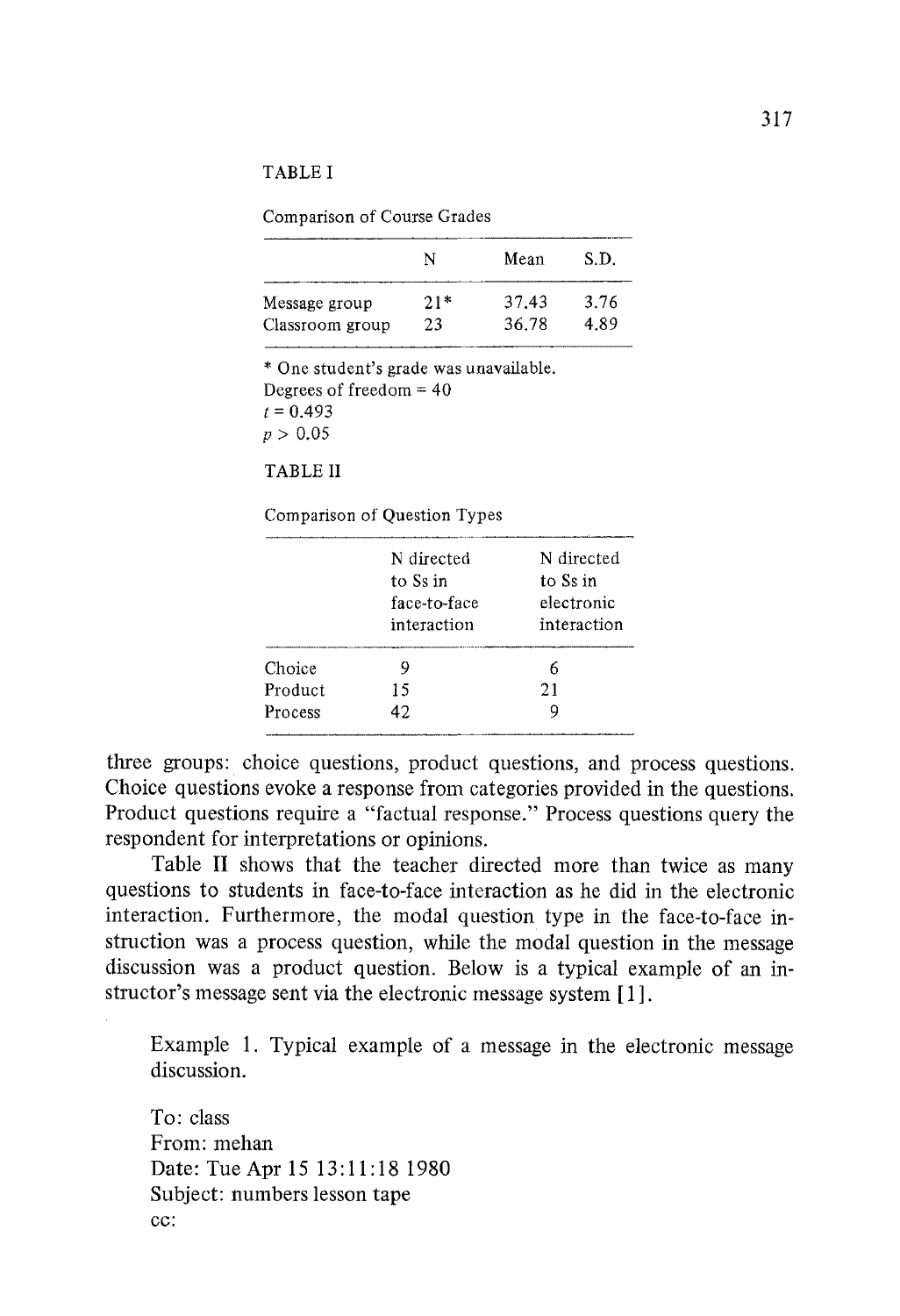TABLE I

Comparison of Course Grades

| | N | Mean | S.D. |
|---|---|---|---|
| Message group | 21* | 37.43 | 3.76 |
| Classroom group | 23 | 36.78 | 4.89 |

* One student's grade was unavailable.
Degrees of freedom = 40
$t = 0.493$
$p > 0.05$

TABLE II

Comparison of Question Types

| | N directed to Ss in face-to-face interaction | N directed to Ss in electronic interaction |
|---|---|---|
| Choice | 9 | 6 |
| Product | 15 | 21 |
| Process | 42 | 9 |

three groups: choice questions, product questions, and process questions. Choice questions evoke a response from categories provided in the questions. Product questions require a "factual response." Process questions query the respondent for interpretations or opinions.

Table II shows that the teacher directed more than twice as many questions to students in face-to-face interaction as he did in the electronic interaction. Furthermore, the modal question type in the face-to-face instruction was a process question, while the modal question in the message discussion was a product question. Below is a typical example of an instructor's message sent via the electronic message system [1].

Example 1. Typical example of a message in the electronic message discussion.

To: class
From: mehan
Date: Tue Apr 15 13:11:18 1980
Subject: numbers lesson tape
cc: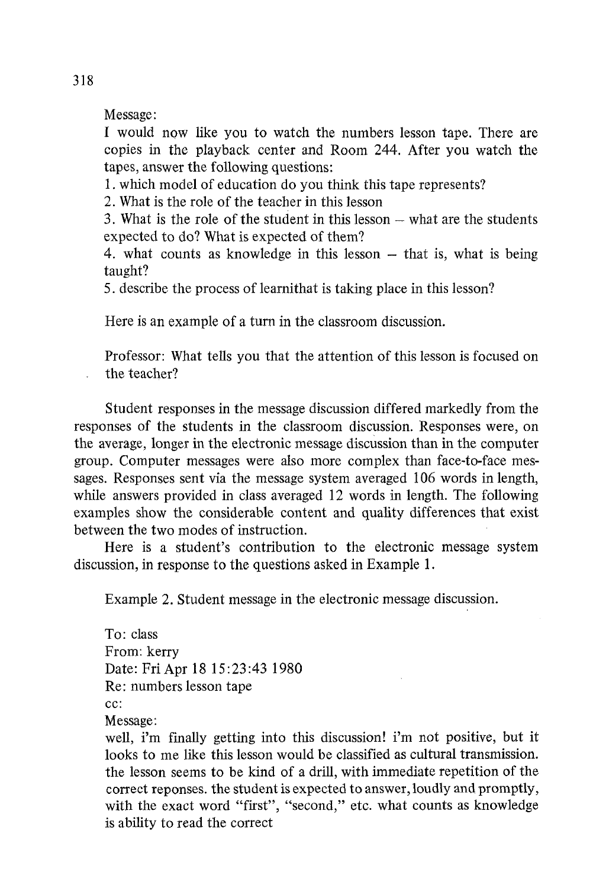Message:

I would now like you to watch the numbers lesson tape. There are copies in the playback center and Room 244. After you watch the tapes, answer the following questions:

1. which model of education do you think this tape represents?
2. What is the role of the teacher in this lesson
3. What is the role of the student in this lesson – what are the students expected to do? What is expected of them?
4. what counts as knowledge in this lesson – that is, what is being taught?
5. describe the process of learnithat is taking place in this lesson?

Here is an example of a turn in the classroom discussion.

Professor: What tells you that the attention of this lesson is focused on the teacher?

Student responses in the message discussion differed markedly from the responses of the students in the classroom discussion. Responses were, on the average, longer in the electronic message discussion than in the computer group. Computer messages were also more complex than face-to-face messages. Responses sent via the message system averaged 106 words in length, while answers provided in class averaged 12 words in length. The following examples show the considerable content and quality differences that exist between the two modes of instruction.

Here is a student's contribution to the electronic message system discussion, in response to the questions asked in Example 1.

Example 2. Student message in the electronic message discussion.

To: class
From: kerry
Date: Fri Apr 18 15:23:43 1980
Re: numbers lesson tape
cc:
Message:
well, i'm finally getting into this discussion! i'm not positive, but it looks to me like this lesson would be classified as cultural transmission. the lesson seems to be kind of a drill, with immediate repetition of the correct reponses. the student is expected to answer, loudly and promptly, with the exact word "first", "second," etc. what counts as knowledge is ability to read the correct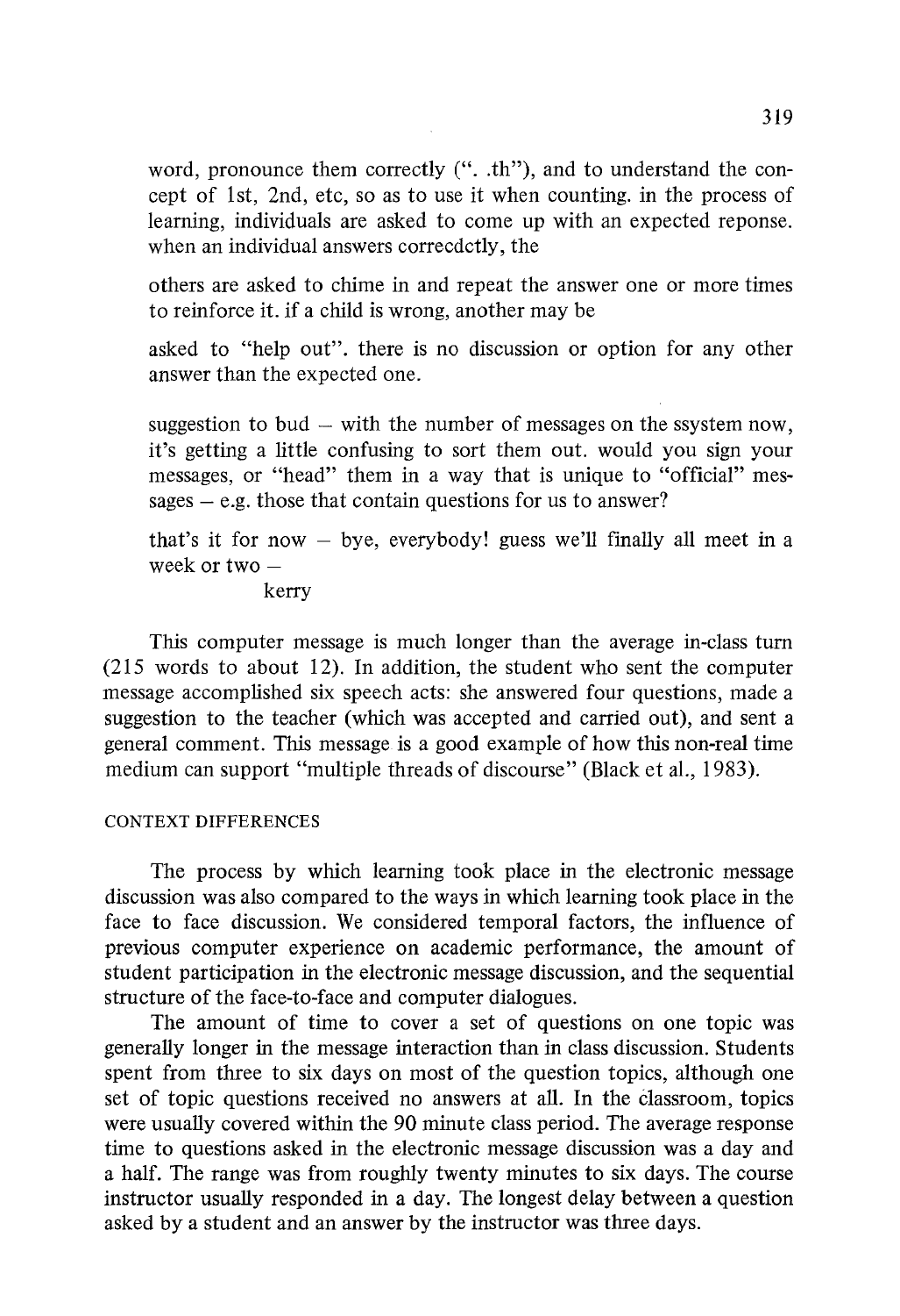word, pronounce them correctly (". .th"), and to understand the concept of 1st, 2nd, etc, so as to use it when counting. in the process of learning, individuals are asked to come up with an expected reponse. when an individual answers correcdctly, the

others are asked to chime in and repeat the answer one or more times to reinforce it. if a child is wrong, another may be

asked to "help out". there is no discussion or option for any other answer than the expected one.

suggestion to bud – with the number of messages on the ssystem now, it's getting a little confusing to sort them out. would you sign your messages, or "head" them in a way that is unique to "official" messages – e.g. those that contain questions for us to answer?

that's it for now – bye, everybody! guess we'll finally all meet in a week or two –

kerry

This computer message is much longer than the average in-class turn (215 words to about 12). In addition, the student who sent the computer message accomplished six speech acts: she answered four questions, made a suggestion to the teacher (which was accepted and carried out), and sent a general comment. This message is a good example of how this non-real time medium can support "multiple threads of discourse" (Black et al., 1983).

## CONTEXT DIFFERENCES

The process by which learning took place in the electronic message discussion was also compared to the ways in which learning took place in the face to face discussion. We considered temporal factors, the influence of previous computer experience on academic performance, the amount of student participation in the electronic message discussion, and the sequential structure of the face-to-face and computer dialogues.

The amount of time to cover a set of questions on one topic was generally longer in the message interaction than in class discussion. Students spent from three to six days on most of the question topics, although one set of topic questions received no answers at all. In the classroom, topics were usually covered within the 90 minute class period. The average response time to questions asked in the electronic message discussion was a day and a half. The range was from roughly twenty minutes to six days. The course instructor usually responded in a day. The longest delay between a question asked by a student and an answer by the instructor was three days.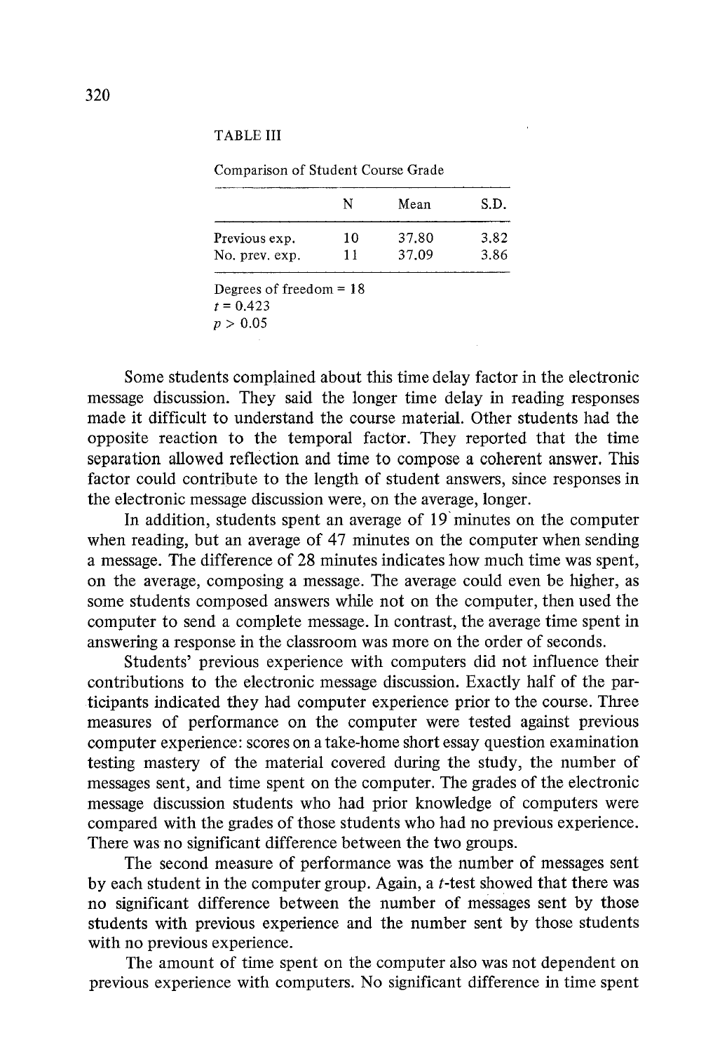TABLE III

Comparison of Student Course Grade

| | N | Mean | S.D. |
|---|---|---|---|
| Previous exp. | 10 | 37.80 | 3.82 |
| No. prev. exp. | 11 | 37.09 | 3.86 |

Degrees of freedom = 18
$t = 0.423$
$p > 0.05$

Some students complained about this time delay factor in the electronic message discussion. They said the longer time delay in reading responses made it difficult to understand the course material. Other students had the opposite reaction to the temporal factor. They reported that the time separation allowed reflection and time to compose a coherent answer. This factor could contribute to the length of student answers, since responses in the electronic message discussion were, on the average, longer.

In addition, students spent an average of 19 minutes on the computer when reading, but an average of 47 minutes on the computer when sending a message. The difference of 28 minutes indicates how much time was spent, on the average, composing a message. The average could even be higher, as some students composed answers while not on the computer, then used the computer to send a complete message. In contrast, the average time spent in answering a response in the classroom was more on the order of seconds.

Students' previous experience with computers did not influence their contributions to the electronic message discussion. Exactly half of the participants indicated they had computer experience prior to the course. Three measures of performance on the computer were tested against previous computer experience: scores on a take-home short essay question examination testing mastery of the material covered during the study, the number of messages sent, and time spent on the computer. The grades of the electronic message discussion students who had prior knowledge of computers were compared with the grades of those students who had no previous experience. There was no significant difference between the two groups.

The second measure of performance was the number of messages sent by each student in the computer group. Again, a $t$-test showed that there was no significant difference between the number of messages sent by those students with previous experience and the number sent by those students with no previous experience.

The amount of time spent on the computer also was not dependent on previous experience with computers. No significant difference in time spent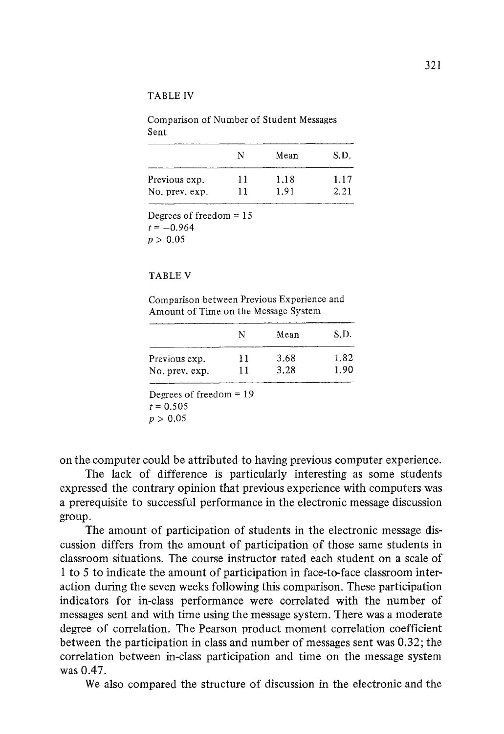TABLE IV

Comparison of Number of Student Messages Sent

| | N | Mean | S.D. |
|---|---|---|---|
| Previous exp. | 11 | 1.18 | 1.17 |
| No. prev. exp. | 11 | 1.91 | 2.21 |

Degrees of freedom = 15
$t = -0.964$
$p > 0.05$

TABLE V

Comparison between Previous Experience and Amount of Time on the Message System

| | N | Mean | S.D. |
|---|---|---|---|
| Previous exp. | 11 | 3.68 | 1.82 |
| No. prev. exp. | 11 | 3.28 | 1.90 |

Degrees of freedom = 19
$t = 0.505$
$p > 0.05$

on the computer could be attributed to having previous computer experience.

The lack of difference is particularly interesting as some students expressed the contrary opinion that previous experience with computers was a prerequisite to successful performance in the electronic message discussion group.

The amount of participation of students in the electronic message discussion differs from the amount of participation of those same students in classroom situations. The course instructor rated each student on a scale of 1 to 5 to indicate the amount of participation in face-to-face classroom interaction during the seven weeks following this comparison. These participation indicators for in-class performance were correlated with the number of messages sent and with time using the message system. There was a moderate degree of correlation. The Pearson product moment correlation coefficient between the participation in class and number of messages sent was 0.32; the correlation between in-class participation and time on the message system was 0.47.

We also compared the structure of discussion in the electronic and the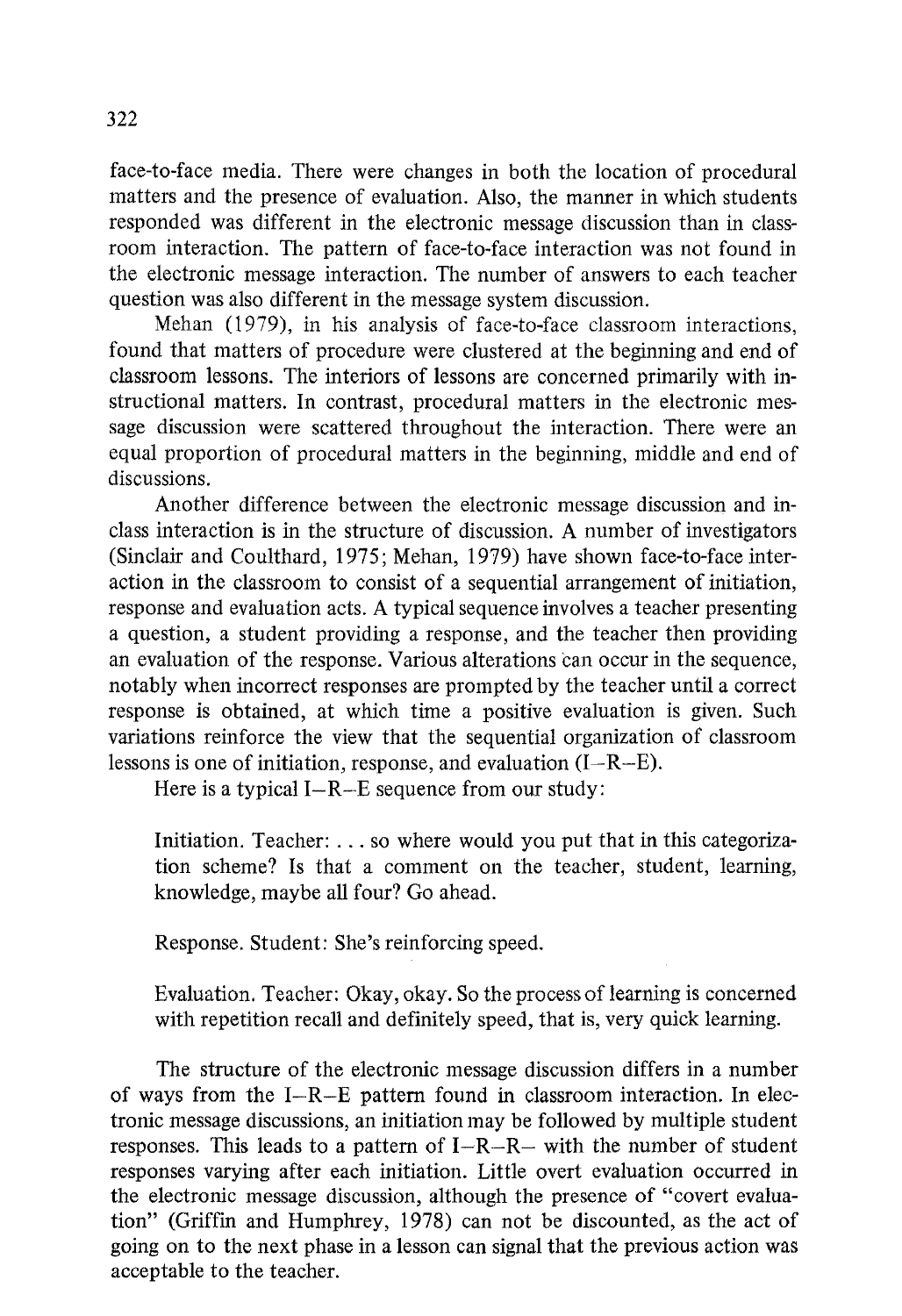face-to-face media. There were changes in both the location of procedural matters and the presence of evaluation. Also, the manner in which students responded was different in the electronic message discussion than in classroom interaction. The pattern of face-to-face interaction was not found in the electronic message interaction. The number of answers to each teacher question was also different in the message system discussion.

Mehan (1979), in his analysis of face-to-face classroom interactions, found that matters of procedure were clustered at the beginning and end of classroom lessons. The interiors of lessons are concerned primarily with instructional matters. In contrast, procedural matters in the electronic message discussion were scattered throughout the interaction. There were an equal proportion of procedural matters in the beginning, middle and end of discussions.

Another difference between the electronic message discussion and in-class interaction is in the structure of discussion. A number of investigators (Sinclair and Coulthard, 1975; Mehan, 1979) have shown face-to-face interaction in the classroom to consist of a sequential arrangement of initiation, response and evaluation acts. A typical sequence involves a teacher presenting a question, a student providing a response, and the teacher then providing an evaluation of the response. Various alterations can occur in the sequence, notably when incorrect responses are prompted by the teacher until a correct response is obtained, at which time a positive evaluation is given. Such variations reinforce the view that the sequential organization of classroom lessons is one of initiation, response, and evaluation (I–R–E).

Here is a typical I–R–E sequence from our study:

> Initiation. Teacher: . . . so where would you put that in this categorization scheme? Is that a comment on the teacher, student, learning, knowledge, maybe all four? Go ahead.
>
> Response. Student: She's reinforcing speed.
>
> Evaluation. Teacher: Okay, okay. So the process of learning is concerned with repetition recall and definitely speed, that is, very quick learning.

The structure of the electronic message discussion differs in a number of ways from the I–R–E pattern found in classroom interaction. In electronic message discussions, an initiation may be followed by multiple student responses. This leads to a pattern of I–R–R– with the number of student responses varying after each initiation. Little overt evaluation occurred in the electronic message discussion, although the presence of "covert evaluation" (Griffin and Humphrey, 1978) can not be discounted, as the act of going on to the next phase in a lesson can signal that the previous action was acceptable to the teacher.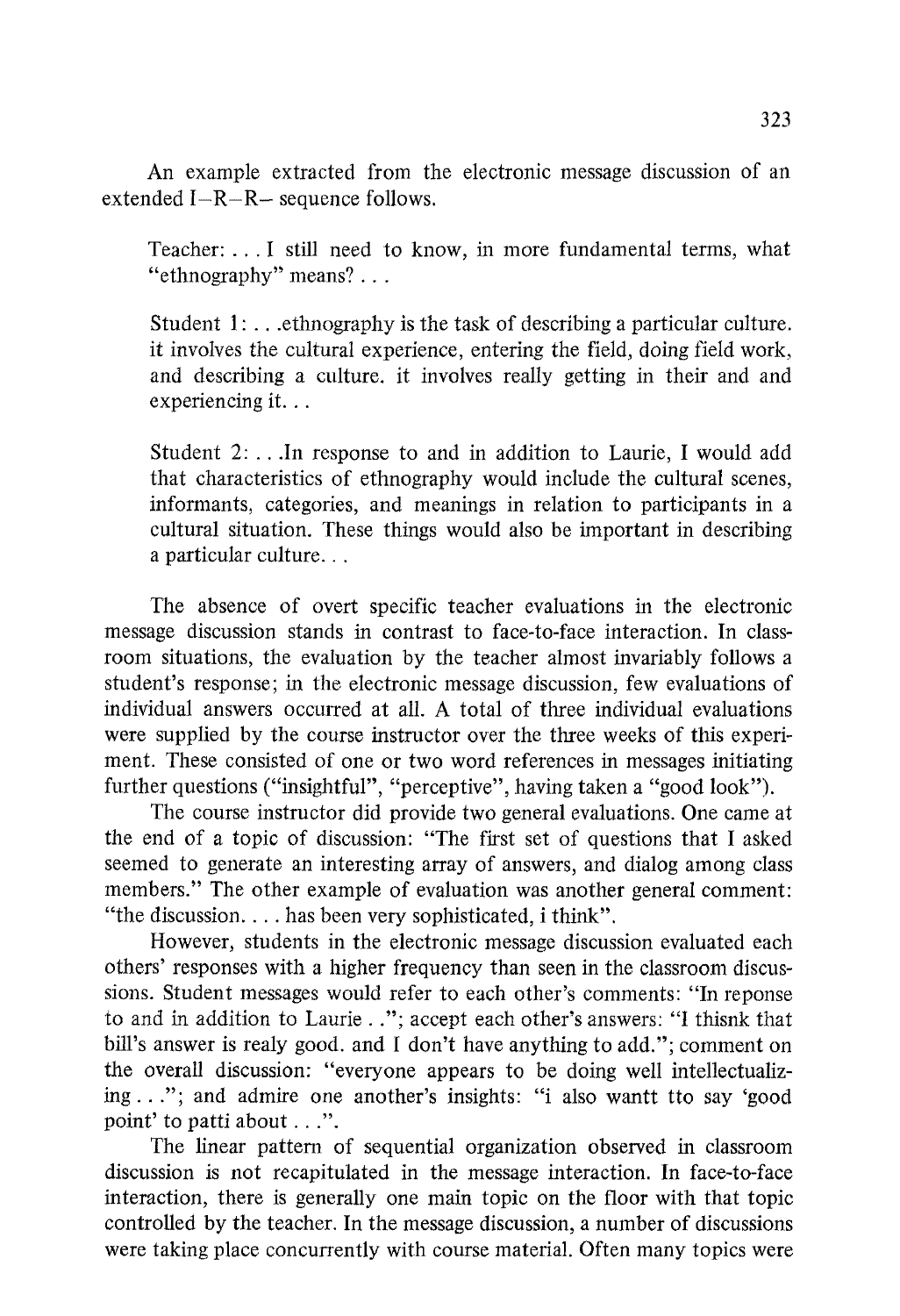An example extracted from the electronic message discussion of an extended I–R–R– sequence follows.

> Teacher: . . . I still need to know, in more fundamental terms, what "ethnography" means? . . .
>
> Student 1: . . .ethnography is the task of describing a particular culture. it involves the cultural experience, entering the field, doing field work, and describing a culture. it involves really getting in their and and experiencing it. . .
>
> Student 2: . . .In response to and in addition to Laurie, I would add that characteristics of ethnography would include the cultural scenes, informants, categories, and meanings in relation to participants in a cultural situation. These things would also be important in describing a particular culture. . .

The absence of overt specific teacher evaluations in the electronic message discussion stands in contrast to face-to-face interaction. In classroom situations, the evaluation by the teacher almost invariably follows a student's response; in the electronic message discussion, few evaluations of individual answers occurred at all. A total of three individual evaluations were supplied by the course instructor over the three weeks of this experiment. These consisted of one or two word references in messages initiating further questions ("insightful", "perceptive", having taken a "good look").

The course instructor did provide two general evaluations. One came at the end of a topic of discussion: "The first set of questions that I asked seemed to generate an interesting array of answers, and dialog among class members." The other example of evaluation was another general comment: "the discussion. . . . has been very sophisticated, i think".

However, students in the electronic message discussion evaluated each others' responses with a higher frequency than seen in the classroom discussions. Student messages would refer to each other's comments: "In reponse to and in addition to Laurie . ."; accept each other's answers: "I thisnk that bill's answer is realy good. and I don't have anything to add."; comment on the overall discussion: "everyone appears to be doing well intellectualizing . . ."; and admire one another's insights: "i also wantt tto say 'good point' to patti about . . .".

The linear pattern of sequential organization observed in classroom discussion is not recapitulated in the message interaction. In face-to-face interaction, there is generally one main topic on the floor with that topic controlled by the teacher. In the message discussion, a number of discussions were taking place concurrently with course material. Often many topics were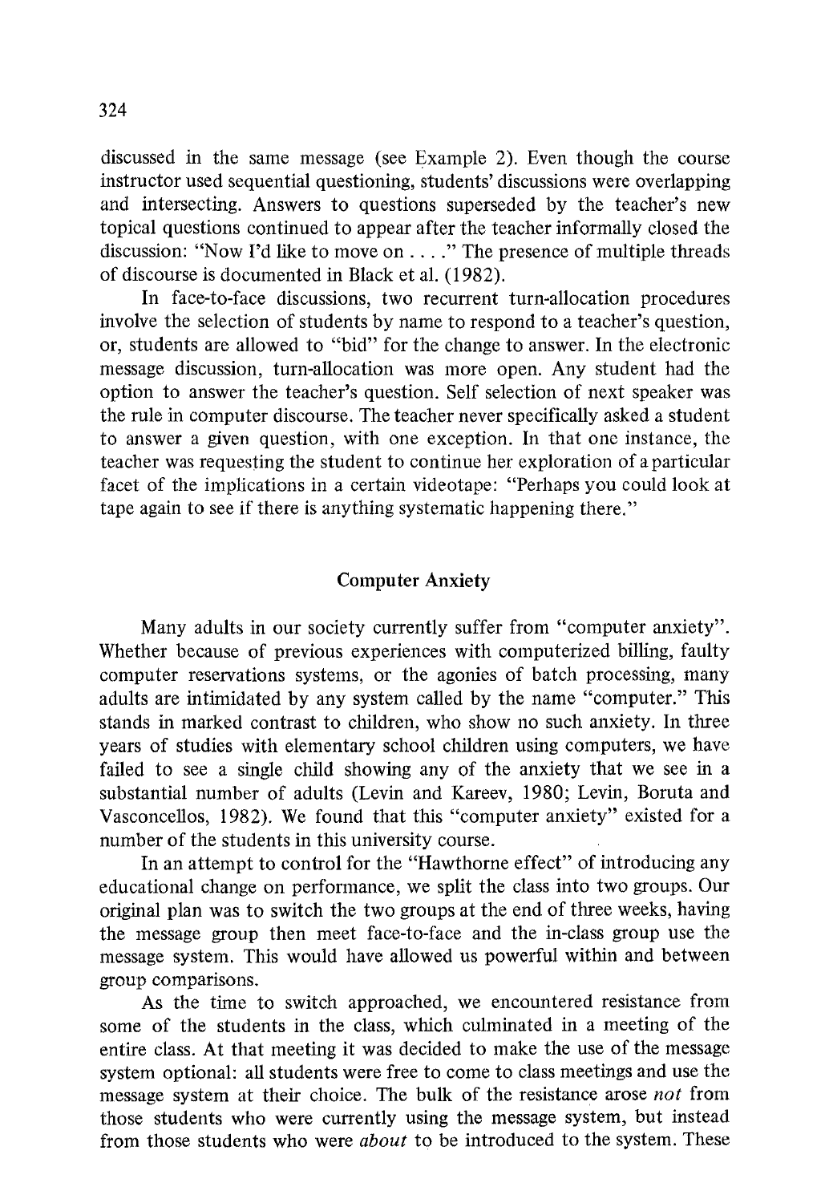discussed in the same message (see Example 2). Even though the course instructor used sequential questioning, students' discussions were overlapping and intersecting. Answers to questions superseded by the teacher's new topical questions continued to appear after the teacher informally closed the discussion: "Now I'd like to move on . . . ." The presence of multiple threads of discourse is documented in Black et al. (1982).

In face-to-face discussions, two recurrent turn-allocation procedures involve the selection of students by name to respond to a teacher's question, or, students are allowed to "bid" for the change to answer. In the electronic message discussion, turn-allocation was more open. Any student had the option to answer the teacher's question. Self selection of next speaker was the rule in computer discourse. The teacher never specifically asked a student to answer a given question, with one exception. In that one instance, the teacher was requesting the student to continue her exploration of a particular facet of the implications in a certain videotape: "Perhaps you could look at tape again to see if there is anything systematic happening there."

## Computer Anxiety

Many adults in our society currently suffer from "computer anxiety". Whether because of previous experiences with computerized billing, faulty computer reservations systems, or the agonies of batch processing, many adults are intimidated by any system called by the name "computer." This stands in marked contrast to children, who show no such anxiety. In three years of studies with elementary school children using computers, we have failed to see a single child showing any of the anxiety that we see in a substantial number of adults (Levin and Kareev, 1980; Levin, Boruta and Vasconcellos, 1982). We found that this "computer anxiety" existed for a number of the students in this university course.

In an attempt to control for the "Hawthorne effect" of introducing any educational change on performance, we split the class into two groups. Our original plan was to switch the two groups at the end of three weeks, having the message group then meet face-to-face and the in-class group use the message system. This would have allowed us powerful within and between group comparisons.

As the time to switch approached, we encountered resistance from some of the students in the class, which culminated in a meeting of the entire class. At that meeting it was decided to make the use of the message system optional: all students were free to come to class meetings and use the message system at their choice. The bulk of the resistance arose *not* from those students who were currently using the message system, but instead from those students who were *about* to be introduced to the system. These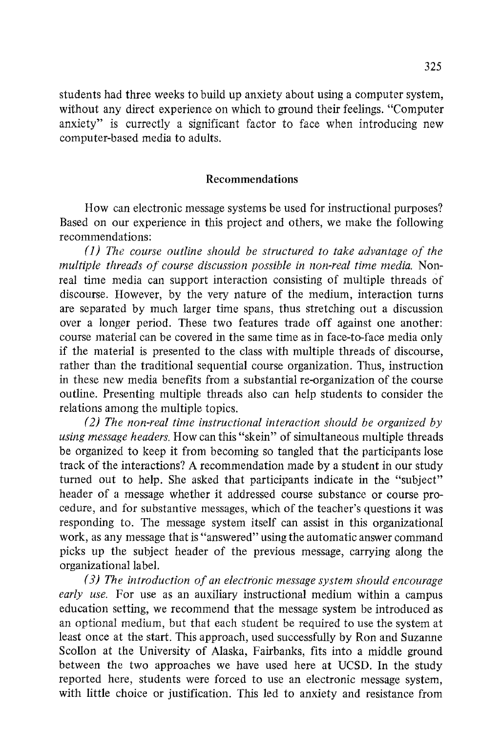students had three weeks to build up anxiety about using a computer system, without any direct experience on which to ground their feelings. "Computer anxiety" is currectly a significant factor to face when introducing new computer-based media to adults.

## Recommendations

How can electronic message systems be used for instructional purposes? Based on our experience in this project and others, we make the following recommendations:

*(1) The course outline should be structured to take advantage of the multiple threads of course discussion possible in non-real time media.* Non-real time media can support interaction consisting of multiple threads of discourse. However, by the very nature of the medium, interaction turns are separated by much larger time spans, thus stretching out a discussion over a longer period. These two features trade off against one another: course material can be covered in the same time as in face-to-face media only if the material is presented to the class with multiple threads of discourse, rather than the traditional sequential course organization. Thus, instruction in these new media benefits from a substantial re-organization of the course outline. Presenting multiple threads also can help students to consider the relations among the multiple topics.

*(2) The non-real time instructional interaction should be organized by using message headers.* How can this "skein" of simultaneous multiple threads be organized to keep it from becoming so tangled that the participants lose track of the interactions? A recommendation made by a student in our study turned out to help. She asked that participants indicate in the "subject" header of a message whether it addressed course substance or course procedure, and for substantive messages, which of the teacher's questions it was responding to. The message system itself can assist in this organizational work, as any message that is "answered" using the automatic answer command picks up the subject header of the previous message, carrying along the organizational label.

*(3) The introduction of an electronic message system should encourage early use.* For use as an auxiliary instructional medium within a campus education setting, we recommend that the message system be introduced as an optional medium, but that each student be required to use the system at least once at the start. This approach, used successfully by Ron and Suzanne Scollon at the University of Alaska, Fairbanks, fits into a middle ground between the two approaches we have used here at UCSD. In the study reported here, students were forced to use an electronic message system, with little choice or justification. This led to anxiety and resistance from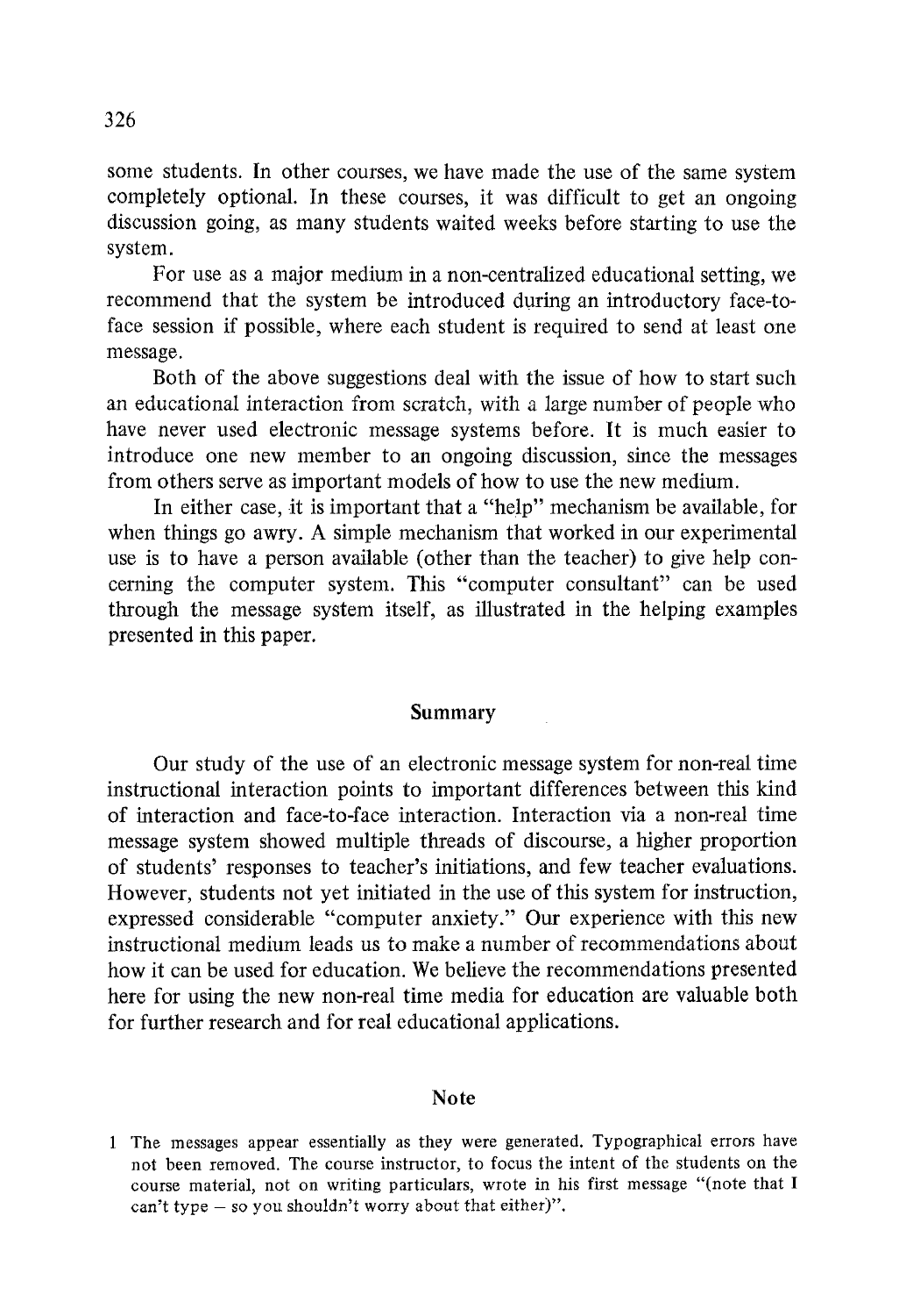some students. In other courses, we have made the use of the same system completely optional. In these courses, it was difficult to get an ongoing discussion going, as many students waited weeks before starting to use the system.

For use as a major medium in a non-centralized educational setting, we recommend that the system be introduced during an introductory face-to-face session if possible, where each student is required to send at least one message.

Both of the above suggestions deal with the issue of how to start such an educational interaction from scratch, with a large number of people who have never used electronic message systems before. It is much easier to introduce one new member to an ongoing discussion, since the messages from others serve as important models of how to use the new medium.

In either case, it is important that a "help" mechanism be available, for when things go awry. A simple mechanism that worked in our experimental use is to have a person available (other than the teacher) to give help concerning the computer system. This "computer consultant" can be used through the message system itself, as illustrated in the helping examples presented in this paper.

## Summary

Our study of the use of an electronic message system for non-real time instructional interaction points to important differences between this kind of interaction and face-to-face interaction. Interaction via a non-real time message system showed multiple threads of discourse, a higher proportion of students' responses to teacher's initiations, and few teacher evaluations. However, students not yet initiated in the use of this system for instruction, expressed considerable "computer anxiety." Our experience with this new instructional medium leads us to make a number of recommendations about how it can be used for education. We believe the recommendations presented here for using the new non-real time media for education are valuable both for further research and for real educational applications.

## Note

1 The messages appear essentially as they were generated. Typographical errors have not been removed. The course instructor, to focus the intent of the students on the course material, not on writing particulars, wrote in his first message "(note that I can't type – so you shouldn't worry about that either)".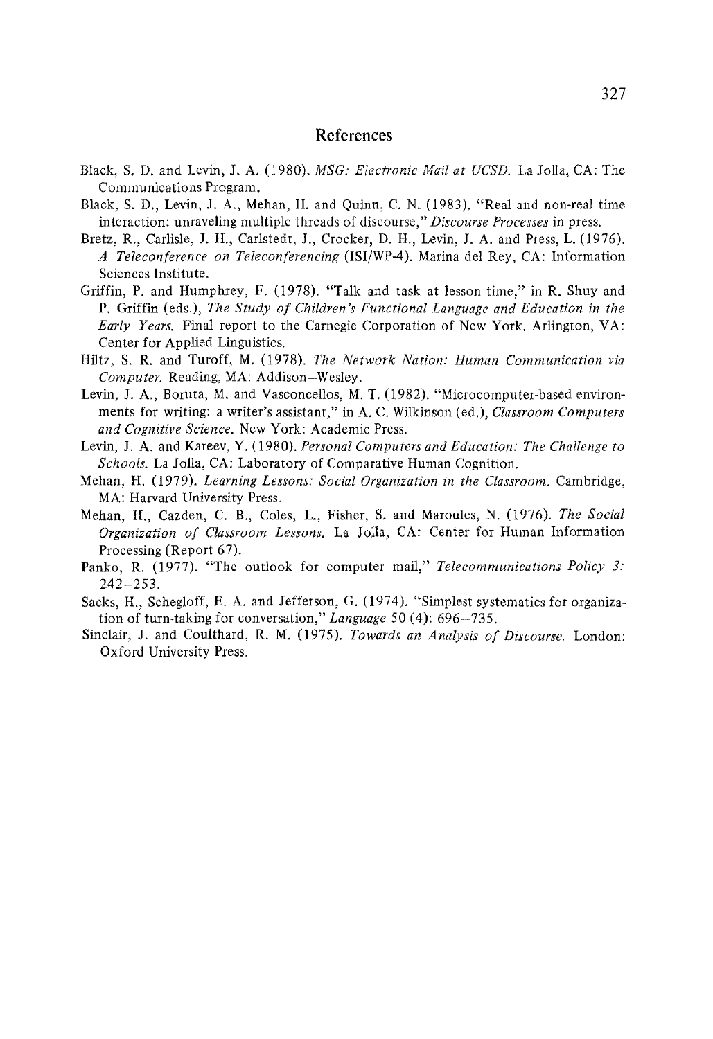## References

Black, S. D. and Levin, J. A. (1980). *MSG: Electronic Mail at UCSD.* La Jolla, CA: The Communications Program.

Black, S. D., Levin, J. A., Mehan, H. and Quinn, C. N. (1983). "Real and non-real time interaction: unraveling multiple threads of discourse," *Discourse Processes* in press.

Bretz, R., Carlisle, J. H., Carlstedt, J., Crocker, D. H., Levin, J. A. and Press, L. (1976). *A Teleconference on Teleconferencing* (ISI/WP-4). Marina del Rey, CA: Information Sciences Institute.

Griffin, P. and Humphrey, F. (1978). "Talk and task at lesson time," in R. Shuy and P. Griffin (eds.), *The Study of Children's Functional Language and Education in the Early Years.* Final report to the Carnegie Corporation of New York. Arlington, VA: Center for Applied Linguistics.

Hiltz, S. R. and Turoff, M. (1978). *The Network Nation: Human Communication via Computer.* Reading, MA: Addison–Wesley.

Levin, J. A., Boruta, M. and Vasconcellos, M. T. (1982). "Microcomputer-based environments for writing: a writer's assistant," in A. C. Wilkinson (ed.), *Classroom Computers and Cognitive Science.* New York: Academic Press.

Levin, J. A. and Kareev, Y. (1980). *Personal Computers and Education: The Challenge to Schools.* La Jolla, CA: Laboratory of Comparative Human Cognition.

Mehan, H. (1979). *Learning Lessons: Social Organization in the Classroom.* Cambridge, MA: Harvard University Press.

Mehan, H., Cazden, C. B., Coles, L., Fisher, S. and Maroules, N. (1976). *The Social Organization of Classroom Lessons.* La Jolla, CA: Center for Human Information Processing (Report 67).

Panko, R. (1977). "The outlook for computer mail," *Telecommunications Policy 3:* 242–253.

Sacks, H., Schegloff, E. A. and Jefferson, G. (1974). "Simplest systematics for organization of turn-taking for conversation," *Language* 50 (4): 696–735.

Sinclair, J. and Coulthard, R. M. (1975). *Towards an Analysis of Discourse.* London: Oxford University Press.